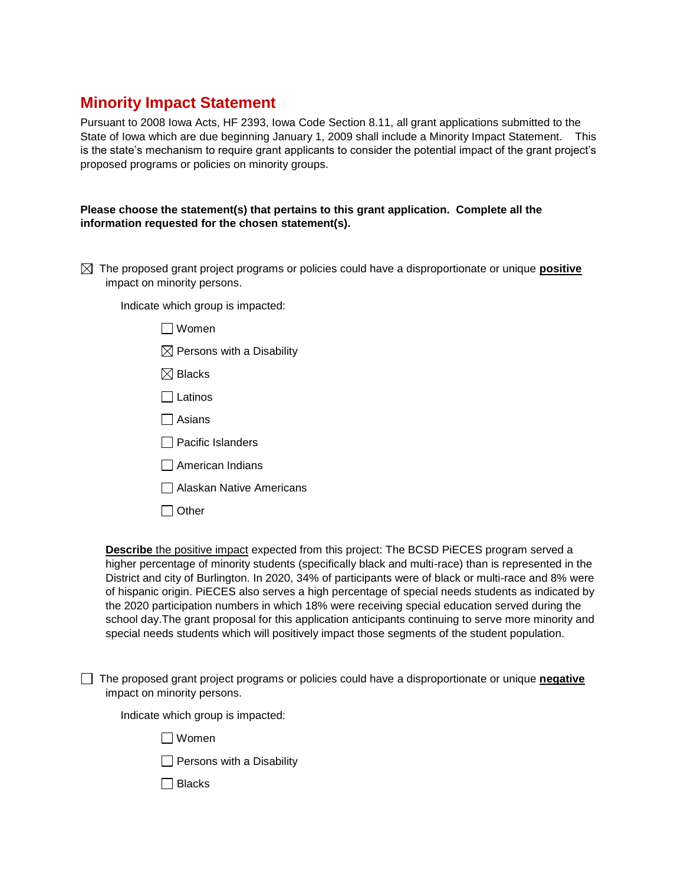# Minority Impact Statement

Pursuant to 2008 Iowa Acts, HF 2393, Iowa Code Section 8.11, all grant applications submitted to the State of Iowa which are due beginning January 1, 2009 shall include a Minority Impact Statement. This is the state's mechanism to require grant applicants to consider the potential impact of the grant project's proposed programs or policies on minority groups.

**Please choose the statement(s) that pertains to this grant application. Complete all the information requested for the chosen statement(s).**

☒ The proposed grant project programs or policies could have a disproportionate or unique **positive** impact on minority persons.

Indicate which group is impacted:

- ☐ Women
- ☒ Persons with a Disability
- ☒ Blacks
- ☐ Latinos
- ☐ Asians
- ☐ Pacific Islanders
- ☐ American Indians
- ☐ Alaskan Native Americans
- ☐ Other

**Describe** the positive impact expected from this project: The BCSD PiECES program served a higher percentage of minority students (specifically black and multi-race) than is represented in the District and city of Burlington. In 2020, 34% of participants were of black or multi-race and 8% were of hispanic origin. PiECES also serves a high percentage of special needs students as indicated by the 2020 participation numbers in which 18% were receiving special education served during the school day.The grant proposal for this application anticipants continuing to serve more minority and special needs students which will positively impact those segments of the student population.

☐ The proposed grant project programs or policies could have a disproportionate or unique **negative** impact on minority persons.

Indicate which group is impacted:

- ☐ Women
- ☐ Persons with a Disability
- ☐ Blacks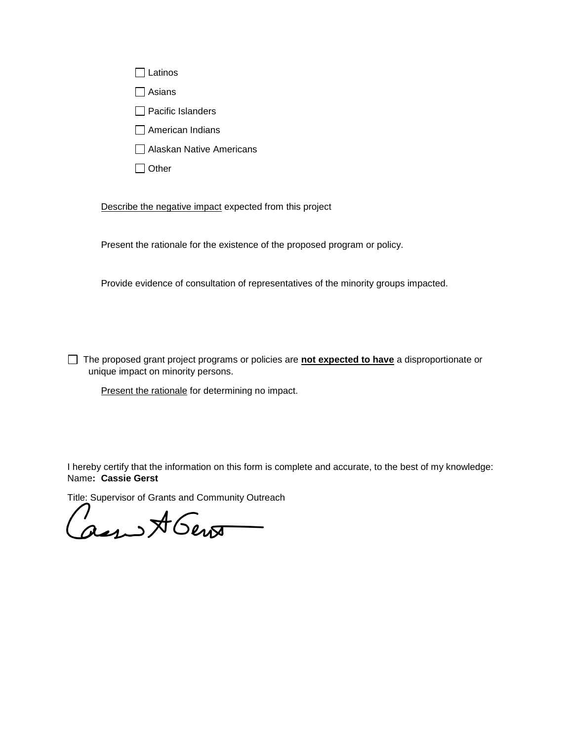- [ ] Latinos
- [ ] Asians
- [ ] Pacific Islanders
- [ ] American Indians
- [ ] Alaskan Native Americans
- [ ] Other

<u>Describe the negative impact</u> expected from this project

Present the rationale for the existence of the proposed program or policy.

Provide evidence of consultation of representatives of the minority groups impacted.

- [ ] The proposed grant project programs or policies are <u>**not expected to have**</u> a disproportionate or unique impact on minority persons.

<u>Present the rationale</u> for determining no impact.

I hereby certify that the information on this form is complete and accurate, to the best of my knowledge:
Name**: Cassie Gerst**

Title: Supervisor of Grants and Community Outreach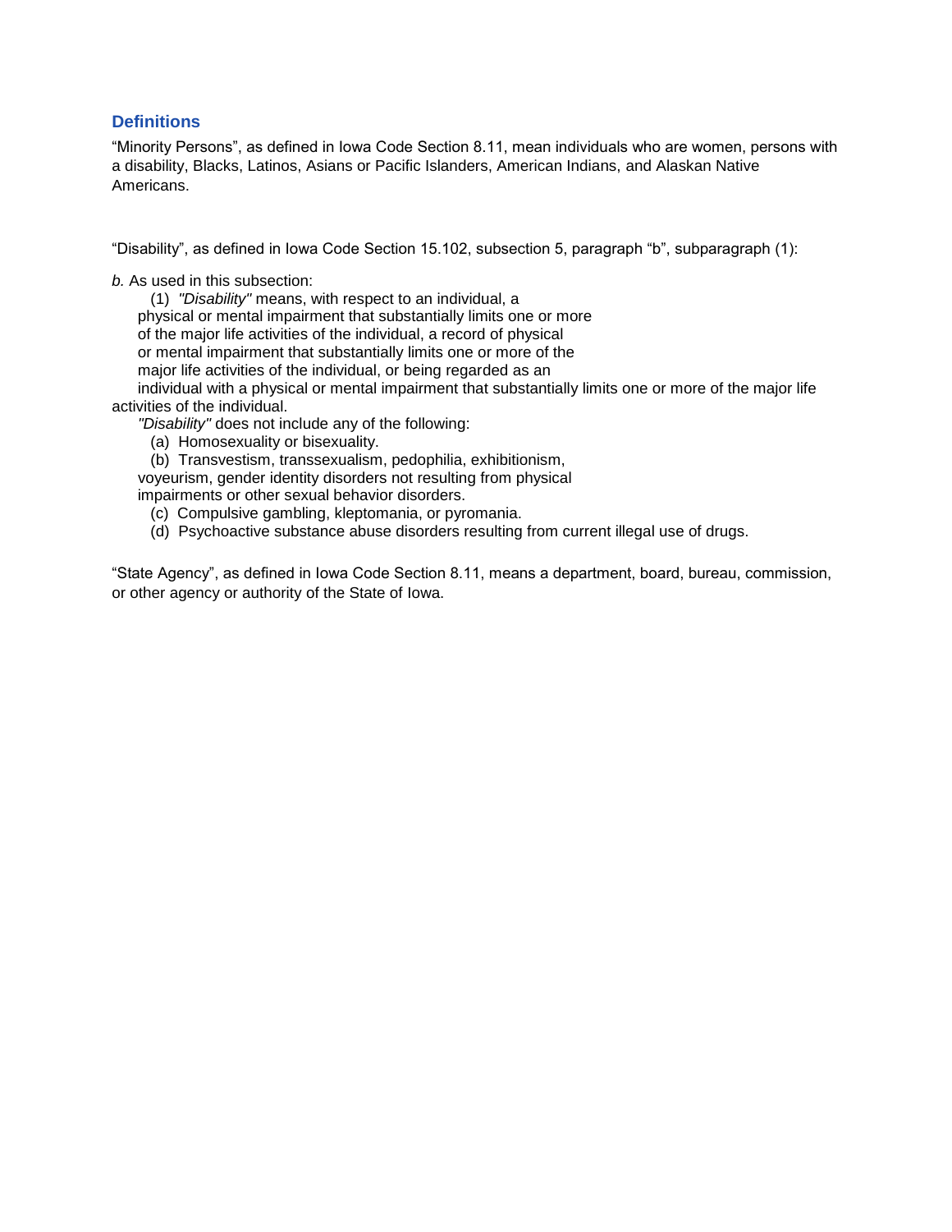## Definitions

“Minority Persons”, as defined in Iowa Code Section 8.11, mean individuals who are women, persons with a disability, Blacks, Latinos, Asians or Pacific Islanders, American Indians, and Alaskan Native Americans.

“Disability”, as defined in Iowa Code Section 15.102, subsection 5, paragraph “b”, subparagraph (1):

*b.* As used in this subsection:

(1) *"Disability"* means, with respect to an individual, a physical or mental impairment that substantially limits one or more of the major life activities of the individual, a record of physical or mental impairment that substantially limits one or more of the major life activities of the individual, or being regarded as an individual with a physical or mental impairment that substantially limits one or more of the major life activities of the individual.

*"Disability"* does not include any of the following:

(a) Homosexuality or bisexuality.

(b) Transvestism, transsexualism, pedophilia, exhibitionism, voyeurism, gender identity disorders not resulting from physical impairments or other sexual behavior disorders.

(c) Compulsive gambling, kleptomania, or pyromania.

(d) Psychoactive substance abuse disorders resulting from current illegal use of drugs.

“State Agency”, as defined in Iowa Code Section 8.11, means a department, board, bureau, commission, or other agency or authority of the State of Iowa.